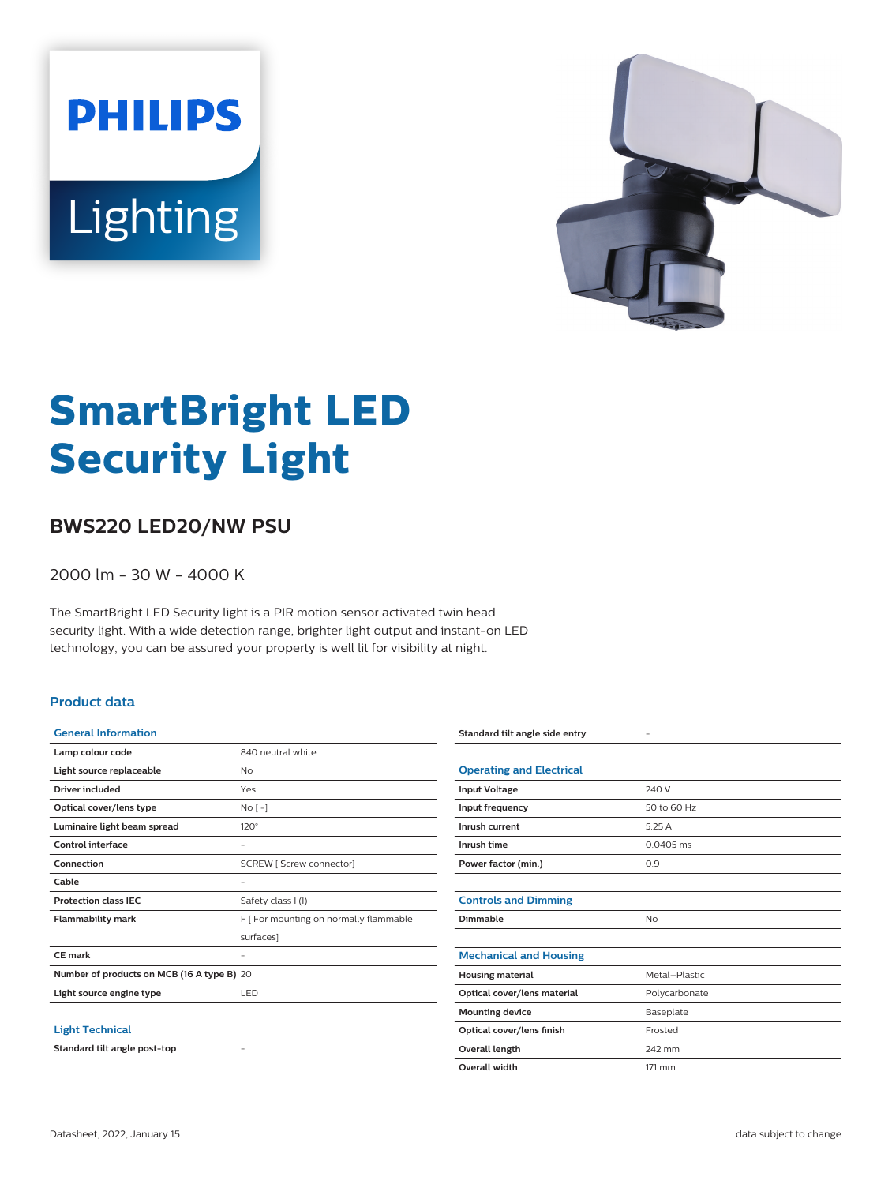PHILIPS

Lighting

# SmartBright LED Security Light

## BWS220 LED20/NW PSU

2000 lm - 30 W - 4000 K

The SmartBright LED Security light is a PIR motion sensor activated twin head security light. With a wide detection range, brighter light output and instant-on LED technology, you can be assured your property is well lit for visibility at night.

### Product data

| General Information | |
|---|---|
| Lamp colour code | 840 neutral white |
| Light source replaceable | No |
| Driver included | Yes |
| Optical cover/lens type | No [ - ] |
| Luminaire light beam spread | 120° |
| Control interface | - |
| Connection | SCREW [ Screw connector] |
| Cable | - |
| Protection class IEC | Safety class I (I) |
| Flammability mark | F [ For mounting on normally flammable surfaces] |
| CE mark | - |
| Number of products on MCB (16 A type B) | 20 |
| Light source engine type | LED |

| Light Technical | |
|---|---|
| Standard tilt angle post-top | - |
| Standard tilt angle side entry | - |

| Operating and Electrical | |
|---|---|
| Input Voltage | 240 V |
| Input frequency | 50 to 60 Hz |
| Inrush current | 5.25 A |
| Inrush time | 0.0405 ms |
| Power factor (min.) | 0.9 |

| Controls and Dimming | |
|---|---|
| Dimmable | No |

| Mechanical and Housing | |
|---|---|
| Housing material | Metal–Plastic |
| Optical cover/lens material | Polycarbonate |
| Mounting device | Baseplate |
| Optical cover/lens finish | Frosted |
| Overall length | 242 mm |
| Overall width | 171 mm |

Datasheet, 2022, January 15

data subject to change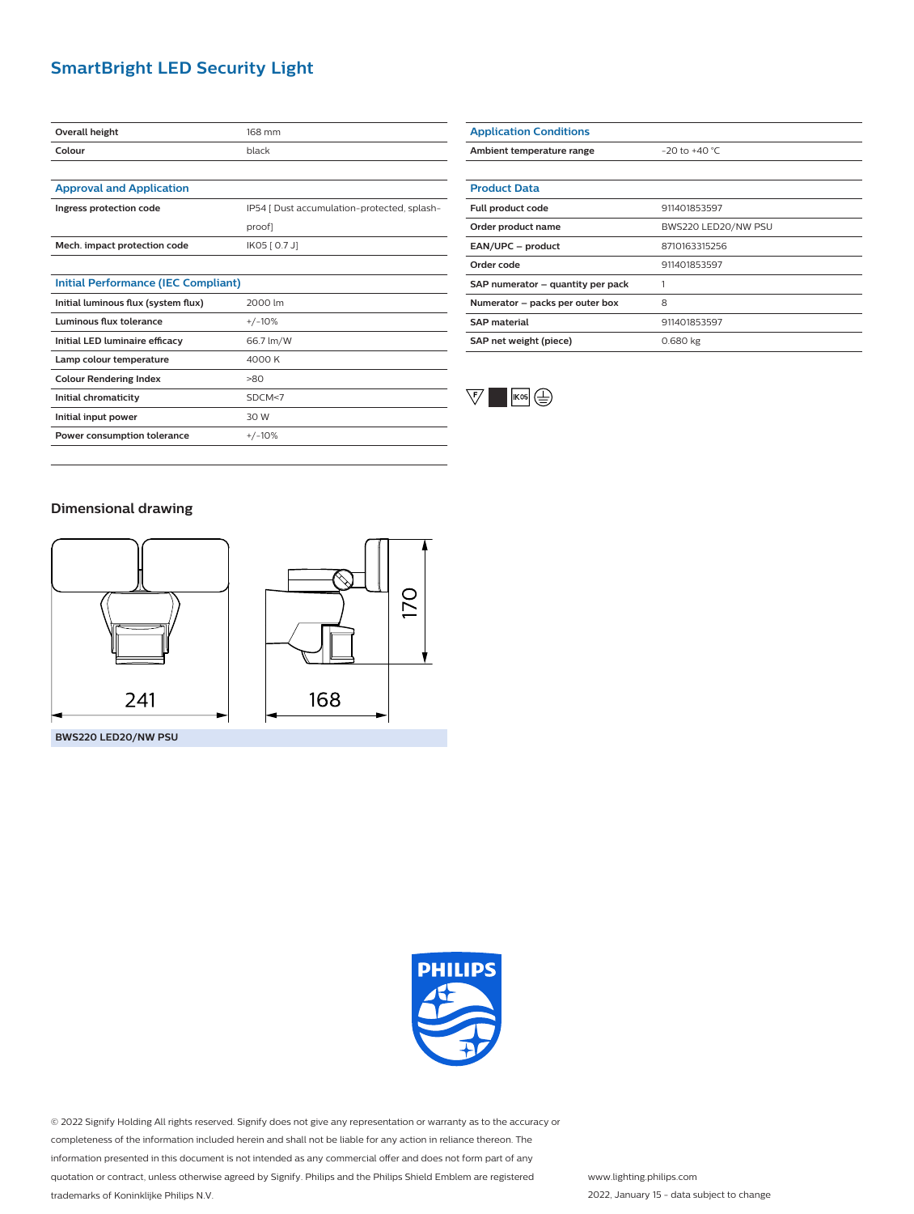## SmartBright LED Security Light

| | |
|---|---|
| Overall height | 168 mm |
| Colour | black |

### Approval and Application

| | |
|---|---|
| Ingress protection code | IP54 [ Dust accumulation-protected, splash-proof] |
| Mech. impact protection code | IK05 [ 0.7 J] |

### Initial Performance (IEC Compliant)

| | |
|---|---|
| Initial luminous flux (system flux) | 2000 lm |
| Luminous flux tolerance | +/-10% |
| Initial LED luminaire efficacy | 66.7 lm/W |
| Lamp colour temperature | 4000 K |
| Colour Rendering Index | >80 |
| Initial chromaticity | SDCM<7 |
| Initial input power | 30 W |
| Power consumption tolerance | +/-10% |

### Application Conditions

| | |
|---|---|
| Ambient temperature range | -20 to +40 °C |

### Product Data

| | |
|---|---|
| Full product code | 911401853597 |
| Order product name | BWS220 LED20/NW PSU |
| EAN/UPC – product | 8710163315256 |
| Order code | 911401853597 |
| SAP numerator – quantity per pack | 1 |
| Numerator – packs per outer box | 8 |
| SAP material | 911401853597 |
| SAP net weight (piece) | 0.680 kg |

## Dimensional drawing

241

168

170

BWS220 LED20/NW PSU

© 2022 Signify Holding All rights reserved. Signify does not give any representation or warranty as to the accuracy or completeness of the information included herein and shall not be liable for any action in reliance thereon. The information presented in this document is not intended as any commercial offer and does not form part of any quotation or contract, unless otherwise agreed by Signify. Philips and the Philips Shield Emblem are registered trademarks of Koninklijke Philips N.V.

www.lighting.philips.com

2022, January 15 - data subject to change